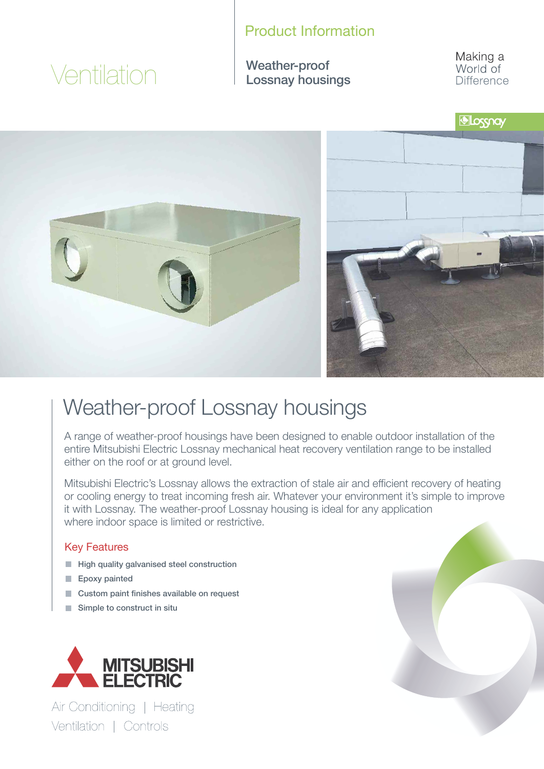Ventilation

Product Information

**Weather-proof Lossnay housings**

Making a World of Difference

Lossnay

# Weather-proof Lossnay housings

A range of weather-proof housings have been designed to enable outdoor installation of the entire Mitsubishi Electric Lossnay mechanical heat recovery ventilation range to be installed either on the roof or at ground level.

Mitsubishi Electric's Lossnay allows the extraction of stale air and efficient recovery of heating or cooling energy to treat incoming fresh air. Whatever your environment it's simple to improve it with Lossnay. The weather-proof Lossnay housing is ideal for any application where indoor space is limited or restrictive.

## Key Features

- High quality galvanised steel construction
- Epoxy painted
- Custom paint finishes available on request
- Simple to construct in situ

MITSUBISHI ELECTRIC

Air Conditioning | Heating
Ventilation | Controls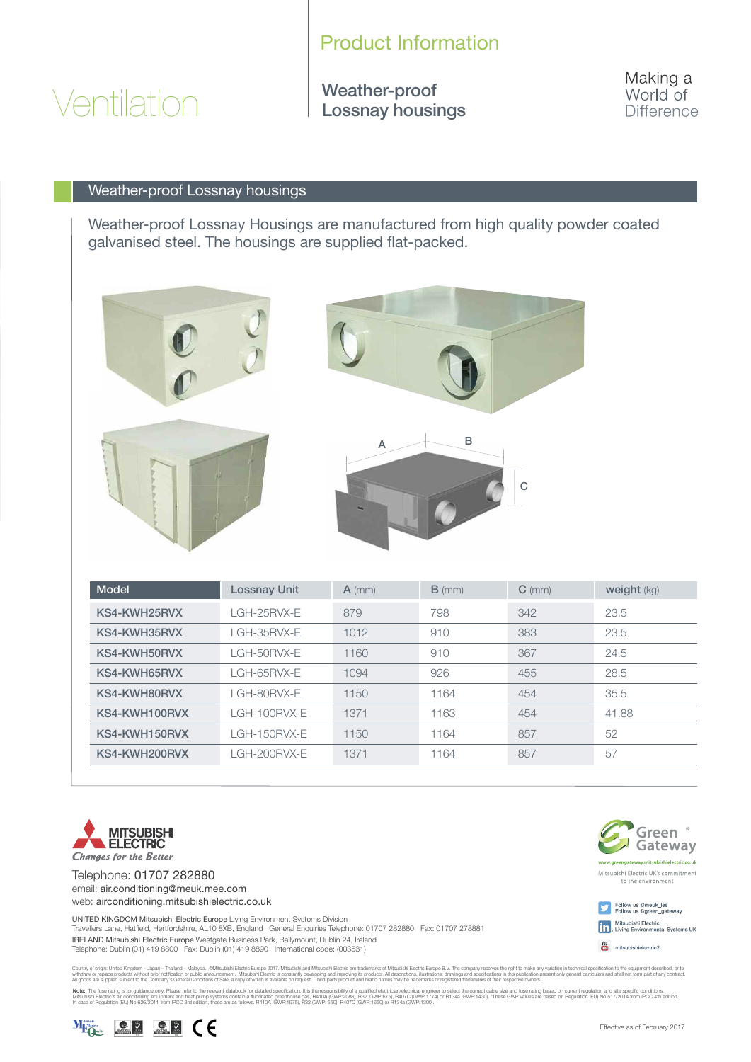# Ventilation

## Product Information

**Weather-proof Lossnay housings**

Making a World of Difference

## Weather-proof Lossnay housings

Weather-proof Lossnay Housings are manufactured from high quality powder coated galvanised steel. The housings are supplied flat-packed.

A

B

C

| Model | Lossnay Unit | A (mm) | B (mm) | C (mm) | weight (kg) |
|---|---|---|---|---|---|
| KS4-KWH25RVX | LGH-25RVX-E | 879 | 798 | 342 | 23.5 |
| KS4-KWH35RVX | LGH-35RVX-E | 1012 | 910 | 383 | 23.5 |
| KS4-KWH50RVX | LGH-50RVX-E | 1160 | 910 | 367 | 24.5 |
| KS4-KWH65RVX | LGH-65RVX-E | 1094 | 926 | 455 | 28.5 |
| KS4-KWH80RVX | LGH-80RVX-E | 1150 | 1164 | 454 | 35.5 |
| KS4-KWH100RVX | LGH-100RVX-E | 1371 | 1163 | 454 | 41.88 |
| KS4-KWH150RVX | LGH-150RVX-E | 1150 | 1164 | 857 | 52 |
| KS4-KWH200RVX | LGH-200RVX-E | 1371 | 1164 | 857 | 57 |

MITSUBISHI ELECTRIC
*Changes for the Better*

Telephone: 01707 282880
email: air.conditioning@meuk.mee.com
web: airconditioning.mitsubishielectric.co.uk

Green Gateway
www.greengateway.mitsubishielectric.co.uk
Mitsubishi Electric UK's commitment to the environment

Follow us @meuk_les
Follow us @green_gateway
Mitsubishi Electric Living Environmental Systems UK
mitsubishielectric2

UNITED KINGDOM Mitsubishi Electric Europe Living Environment Systems Division
Travellers Lane, Hatfield, Hertfordshire, AL10 8XB, England General Enquiries Telephone: 01707 282880 Fax: 01707 278881
IRELAND Mitsubishi Electric Europe Westgate Business Park, Ballymount, Dublin 24, Ireland
Telephone: Dublin (01) 419 8800 Fax: Dublin (01) 419 8890 International code: (003531)

Country of origin: United Kingdom – Japan – Thailand – Malaysia. ©Mitsubishi Electric Europe 2017. Mitsubishi and Mitsubishi Electric are trademarks of Mitsubishi Electric Europe B.V. The company reserves the right to make any variation in technical specification to the equipment described, or to withdraw or replace products without prior notification or public announcement. Mitsubishi Electric is constantly developing and improving its products. All descriptions, illustrations, drawings and specifications in this publication present only general particulars and shall not form part of any contract. All goods are supplied subject to the Company's General Conditions of Sale, a copy of which is available on request. Third-party product and brand names may be trademarks or registered trademarks of their respective owners.

**Note:** The fuse rating is for guidance only. Please refer to the relevant databook for detailed specification. It is the responsibility of a qualified electrician/electrical engineer to select the correct cable size and fuse rating based on current regulation and site specific conditions. Mitsubishi Electric's air conditioning equipment and heat pump systems contain a fluorinated greenhouse gas, R410A (GWP:2088), R32 (GWP:675), R407C (GWP:1774) or R134a (GWP:1430). *These GWP values are based on Regulation (EU) No 517/2014 from IPCC 4th edition. In case of Regulation (EU) No.626/2011 from IPCC 3rd edition, these are as follows. R410A (GWP:1975), R32 (GWP: 550), R407C (GWP:1650) or R134a (GWP:1300).

Effective as of February 2017